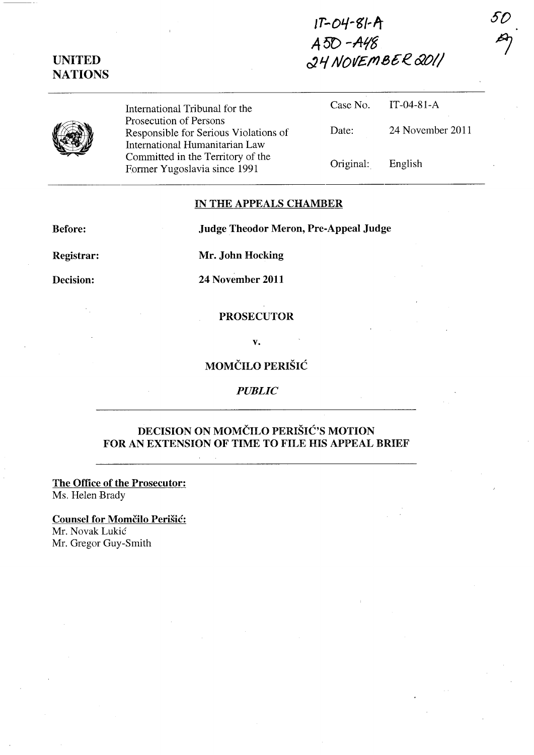IT-04-81-A
A 50 - A 48
24 NOVEMBER 2011

50
AJ

**UNITED NATIONS**

| International Tribunal for the Prosecution of Persons Responsible for Serious Violations of International Humanitarian Law Committed in the Territory of the Former Yugoslavia since 1991 | Case No. | IT-04-81-A |
|---|---|---|
| | Date: | 24 November 2011 |
| | Original: | English |

**IN THE APPEALS CHAMBER**

**Before:** **Judge Theodor Meron, Pre-Appeal Judge**

**Registrar:** **Mr. John Hocking**

**Decision:** **24 November 2011**

**PROSECUTOR**

**v.**

**MOMČILO PERIŠIĆ**

***PUBLIC***

**DECISION ON MOMČILO PERIŠIĆ'S MOTION FOR AN EXTENSION OF TIME TO FILE HIS APPEAL BRIEF**

**The Office of the Prosecutor:**
Ms. Helen Brady

**Counsel for Momčilo Perišić:**
Mr. Novak Lukić
Mr. Gregor Guy-Smith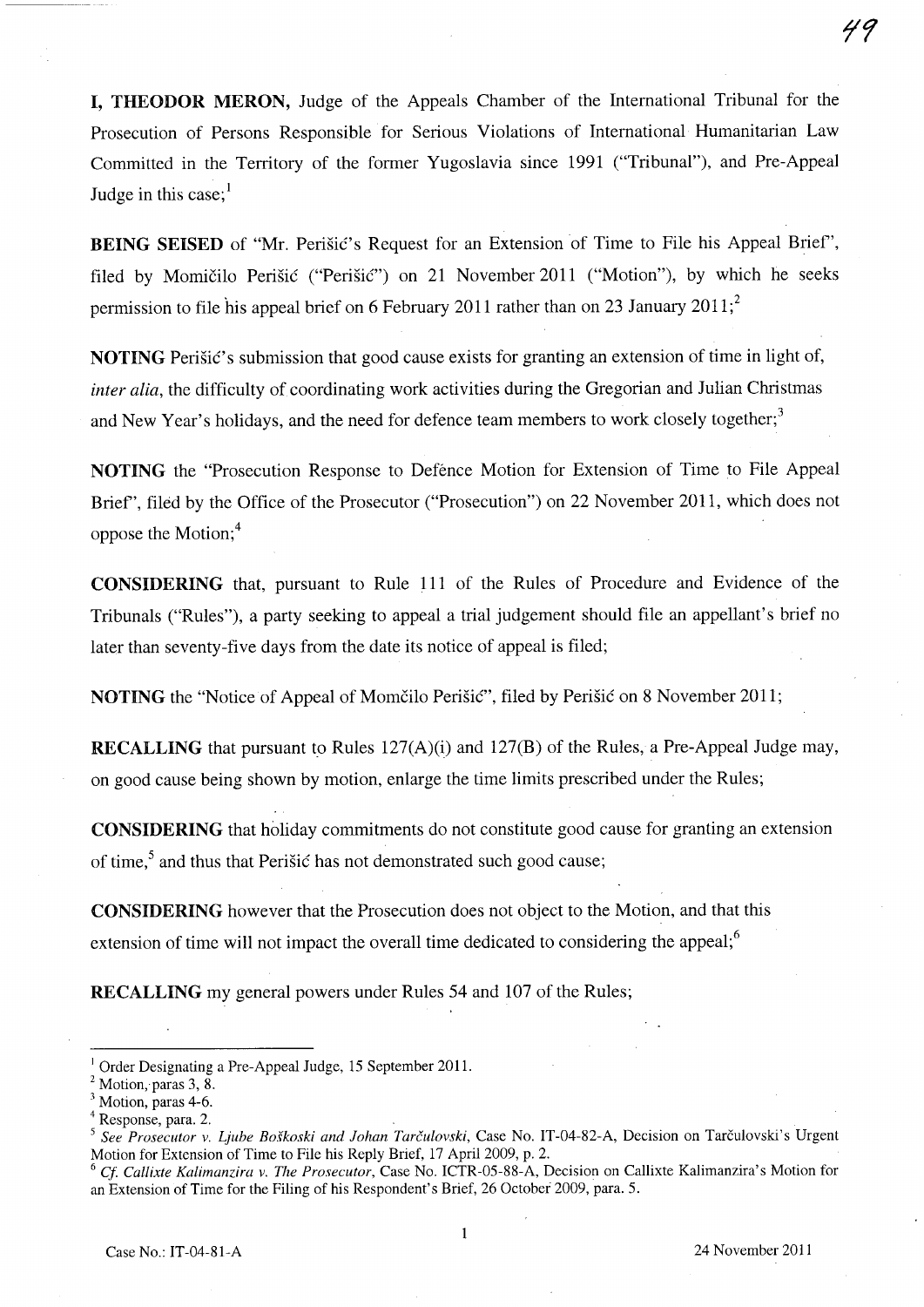**I, THEODOR MERON,** Judge of the Appeals Chamber of the International Tribunal for the Prosecution of Persons Responsible for Serious Violations of International Humanitarian Law Committed in the Territory of the former Yugoslavia since 1991 ("Tribunal"), and Pre-Appeal Judge in this case;[1]

**BEING SEISED** of "Mr. Perišić's Request for an Extension of Time to File his Appeal Brief", filed by Momčilo Perišić ("Perišić") on 21 November 2011 ("Motion"), by which he seeks permission to file his appeal brief on 6 February 2011 rather than on 23 January 2011;[2]

**NOTING** Perišić's submission that good cause exists for granting an extension of time in light of, *inter alia*, the difficulty of coordinating work activities during the Gregorian and Julian Christmas and New Year's holidays, and the need for defence team members to work closely together;[3]

**NOTING** the "Prosecution Response to Defence Motion for Extension of Time to File Appeal Brief", filed by the Office of the Prosecutor ("Prosecution") on 22 November 2011, which does not oppose the Motion;[4]

**CONSIDERING** that, pursuant to Rule 111 of the Rules of Procedure and Evidence of the Tribunals ("Rules"), a party seeking to appeal a trial judgement should file an appellant's brief no later than seventy-five days from the date its notice of appeal is filed;

**NOTING** the "Notice of Appeal of Momčilo Perišić", filed by Perišić on 8 November 2011;

**RECALLING** that pursuant to Rules 127(A)(i) and 127(B) of the Rules, a Pre-Appeal Judge may, on good cause being shown by motion, enlarge the time limits prescribed under the Rules;

**CONSIDERING** that holiday commitments do not constitute good cause for granting an extension of time,[5] and thus that Perišić has not demonstrated such good cause;

**CONSIDERING** however that the Prosecution does not object to the Motion, and that this extension of time will not impact the overall time dedicated to considering the appeal;[6]

**RECALLING** my general powers under Rules 54 and 107 of the Rules;

---

[1] Order Designating a Pre-Appeal Judge, 15 September 2011.

[2] Motion, paras 3, 8.

[3] Motion, paras 4-6.

[4] Response, para. 2.

[5] *See Prosecutor v. Ljube Boškoski and Johan Tarčulovski*, Case No. IT-04-82-A, Decision on Tarčulovski's Urgent Motion for Extension of Time to File his Reply Brief, 17 April 2009, p. 2.

[6] *Cf. Callixte Kalimanzira v. The Prosecutor*, Case No. ICTR-05-88-A, Decision on Callixte Kalimanzira's Motion for an Extension of Time for the Filing of his Respondent's Brief, 26 October 2009, para. 5.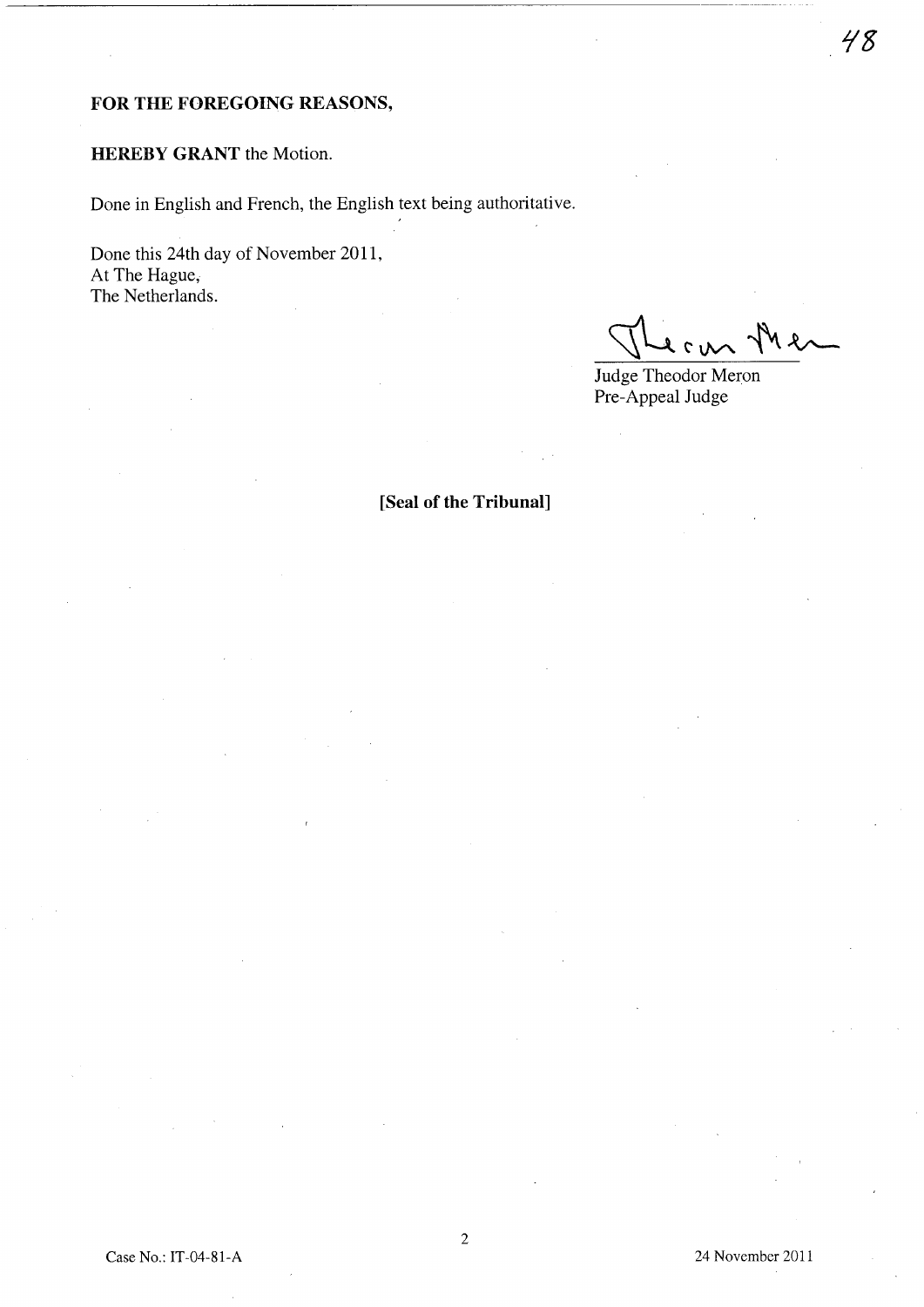**FOR THE FOREGOING REASONS,**

**HEREBY GRANT** the Motion.

Done in English and French, the English text being authoritative.

Done this 24th day of November 2011,
At The Hague,
The Netherlands.

Judge Theodor Meron
Pre-Appeal Judge

**[Seal of the Tribunal]**